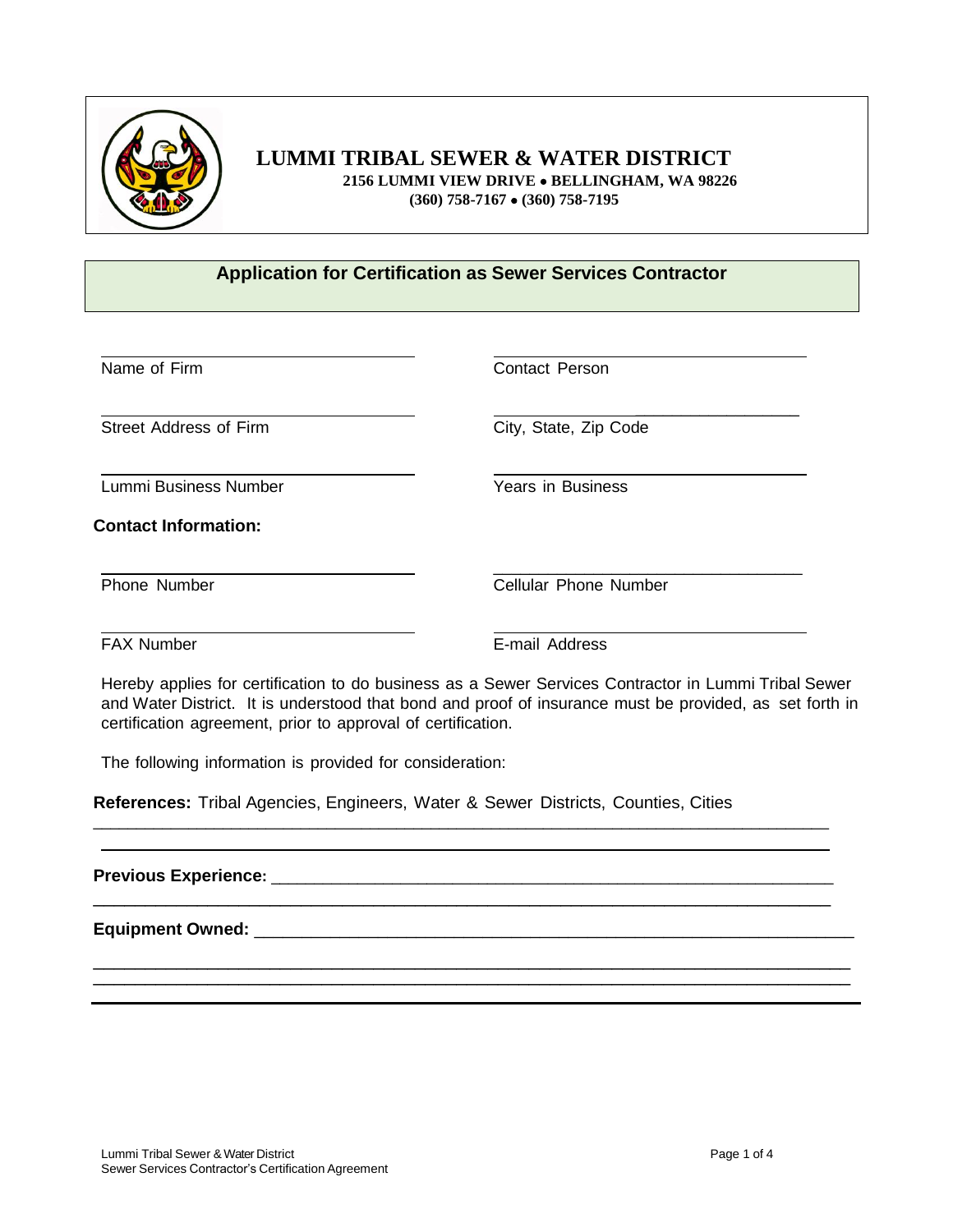# LUMMI TRIBAL SEWER & WATER DISTRICT

**2156 LUMMI VIEW DRIVE • BELLINGHAM, WA 98226**
**(360) 758-7167 • (360) 758-7195**

## Application for Certification as Sewer Services Contractor

| | |
|---|---|
| ______________________ | ______________________ |
| Name of Firm | Contact Person |
| ______________________ | ______________________ |
| Street Address of Firm | City, State, Zip Code |
| ______________________ | ______________________ |
| Lummi Business Number | Years in Business |

**Contact Information:**

| | |
|---|---|
| ______________________ | ______________________ |
| Phone Number | Cellular Phone Number |
| ______________________ | ______________________ |
| FAX Number | E-mail Address |

Hereby applies for certification to do business as a Sewer Services Contractor in Lummi Tribal Sewer and Water District. It is understood that bond and proof of insurance must be provided, as set forth in certification agreement, prior to approval of certification.

The following information is provided for consideration:

**References:** Tribal Agencies, Engineers, Water & Sewer Districts, Counties, Cities

______________________________________________________________________________

______________________________________________________________________________

**Previous Experience:** ________________________________________________________

______________________________________________________________________________

**Equipment Owned:** __________________________________________________________

______________________________________________________________________________

______________________________________________________________________________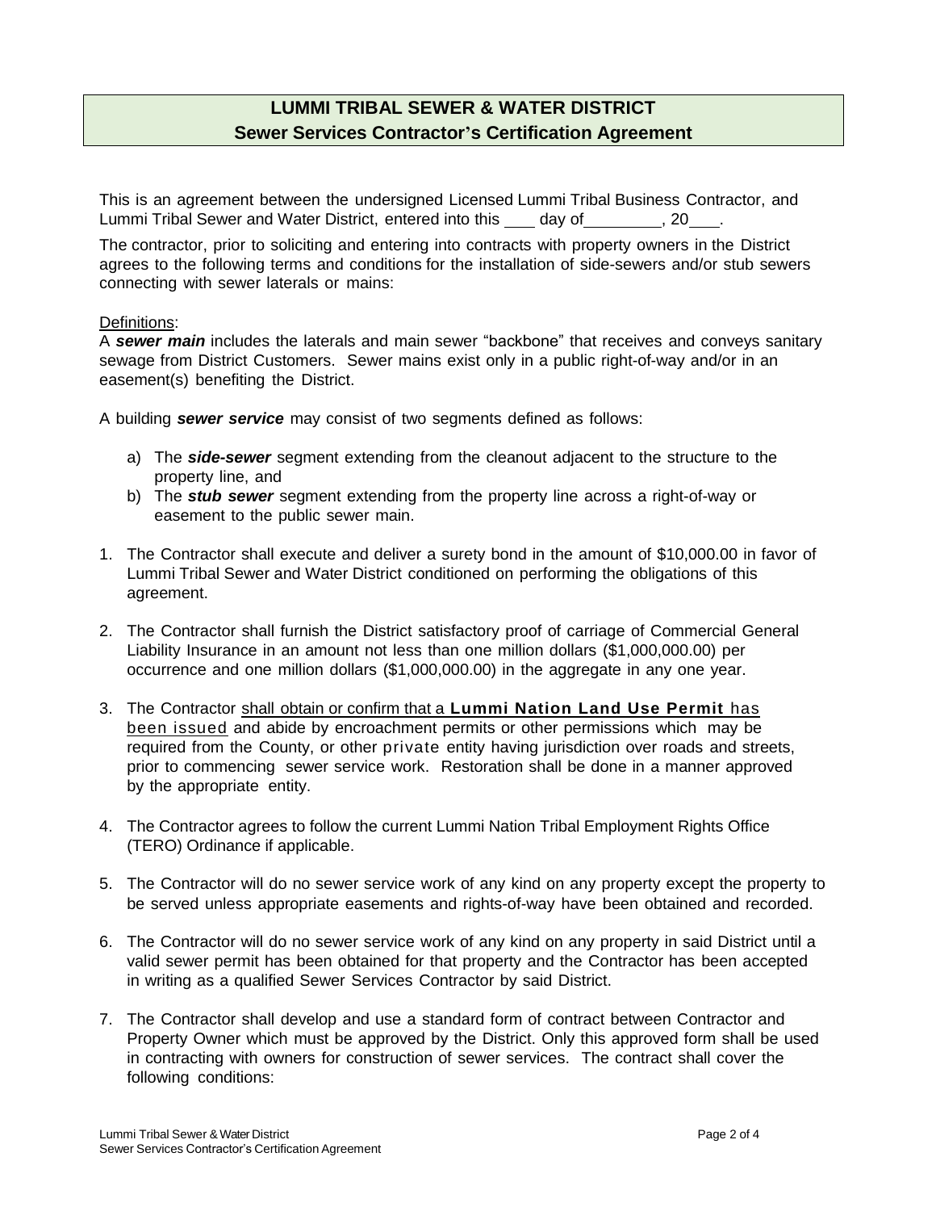# LUMMI TRIBAL SEWER & WATER DISTRICT

## Sewer Services Contractor's Certification Agreement

This is an agreement between the undersigned Licensed Lummi Tribal Business Contractor, and Lummi Tribal Sewer and Water District, entered into this ___ day of_________, 20___.

The contractor, prior to soliciting and entering into contracts with property owners in the District agrees to the following terms and conditions for the installation of side-sewers and/or stub sewers connecting with sewer laterals or mains:

Definitions:

A ***sewer main*** includes the laterals and main sewer "backbone" that receives and conveys sanitary sewage from District Customers. Sewer mains exist only in a public right-of-way and/or in an easement(s) benefiting the District.

A building ***sewer service*** may consist of two segments defined as follows:

a) The ***side-sewer*** segment extending from the cleanout adjacent to the structure to the property line, and
b) The ***stub sewer*** segment extending from the property line across a right-of-way or easement to the public sewer main.

1. The Contractor shall execute and deliver a surety bond in the amount of $10,000.00 in favor of Lummi Tribal Sewer and Water District conditioned on performing the obligations of this agreement.

2. The Contractor shall furnish the District satisfactory proof of carriage of Commercial General Liability Insurance in an amount not less than one million dollars ($1,000,000.00) per occurrence and one million dollars ($1,000,000.00) in the aggregate in any one year.

3. The Contractor shall obtain or confirm that a **Lummi Nation Land Use Permit** has been issued and abide by encroachment permits or other permissions which may be required from the County, or other private entity having jurisdiction over roads and streets, prior to commencing sewer service work. Restoration shall be done in a manner approved by the appropriate entity.

4. The Contractor agrees to follow the current Lummi Nation Tribal Employment Rights Office (TERO) Ordinance if applicable.

5. The Contractor will do no sewer service work of any kind on any property except the property to be served unless appropriate easements and rights-of-way have been obtained and recorded.

6. The Contractor will do no sewer service work of any kind on any property in said District until a valid sewer permit has been obtained for that property and the Contractor has been accepted in writing as a qualified Sewer Services Contractor by said District.

7. The Contractor shall develop and use a standard form of contract between Contractor and Property Owner which must be approved by the District. Only this approved form shall be used in contracting with owners for construction of sewer services. The contract shall cover the following conditions: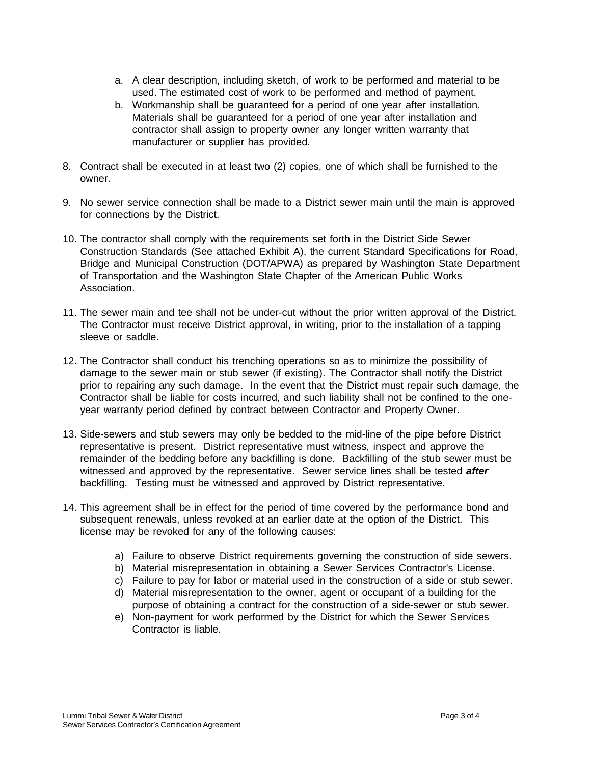a. A clear description, including sketch, of work to be performed and material to be used. The estimated cost of work to be performed and method of payment.
b. Workmanship shall be guaranteed for a period of one year after installation. Materials shall be guaranteed for a period of one year after installation and contractor shall assign to property owner any longer written warranty that manufacturer or supplier has provided.

8. Contract shall be executed in at least two (2) copies, one of which shall be furnished to the owner.

9. No sewer service connection shall be made to a District sewer main until the main is approved for connections by the District.

10. The contractor shall comply with the requirements set forth in the District Side Sewer Construction Standards (See attached Exhibit A), the current Standard Specifications for Road, Bridge and Municipal Construction (DOT/APWA) as prepared by Washington State Department of Transportation and the Washington State Chapter of the American Public Works Association.

11. The sewer main and tee shall not be under-cut without the prior written approval of the District. The Contractor must receive District approval, in writing, prior to the installation of a tapping sleeve or saddle.

12. The Contractor shall conduct his trenching operations so as to minimize the possibility of damage to the sewer main or stub sewer (if existing). The Contractor shall notify the District prior to repairing any such damage. In the event that the District must repair such damage, the Contractor shall be liable for costs incurred, and such liability shall not be confined to the one-year warranty period defined by contract between Contractor and Property Owner.

13. Side-sewers and stub sewers may only be bedded to the mid-line of the pipe before District representative is present. District representative must witness, inspect and approve the remainder of the bedding before any backfilling is done. Backfilling of the stub sewer must be witnessed and approved by the representative. Sewer service lines shall be tested ***after*** backfilling. Testing must be witnessed and approved by District representative.

14. This agreement shall be in effect for the period of time covered by the performance bond and subsequent renewals, unless revoked at an earlier date at the option of the District. This license may be revoked for any of the following causes:

    a) Failure to observe District requirements governing the construction of side sewers.
    b) Material misrepresentation in obtaining a Sewer Services Contractor's License.
    c) Failure to pay for labor or material used in the construction of a side or stub sewer.
    d) Material misrepresentation to the owner, agent or occupant of a building for the purpose of obtaining a contract for the construction of a side-sewer or stub sewer.
    e) Non-payment for work performed by the District for which the Sewer Services Contractor is liable.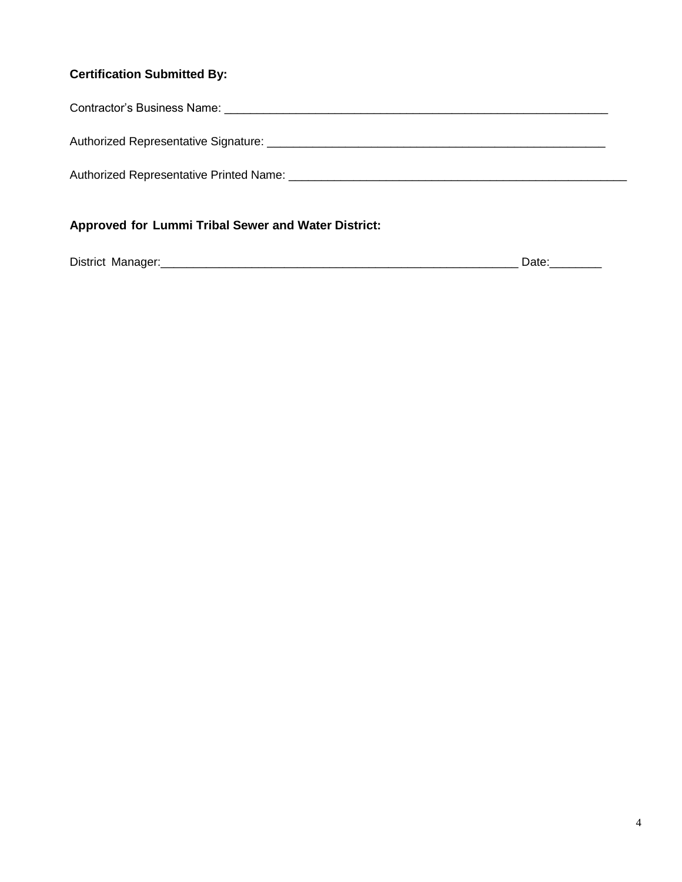**Certification Submitted By:**

Contractor's Business Name: ______________________________________________________________

Authorized Representative Signature: _____________________________________________________

Authorized Representative Printed Name: ___________________________________________________

**Approved for Lummi Tribal Sewer and Water District:**

District Manager:_________________________________________________________ Date:________